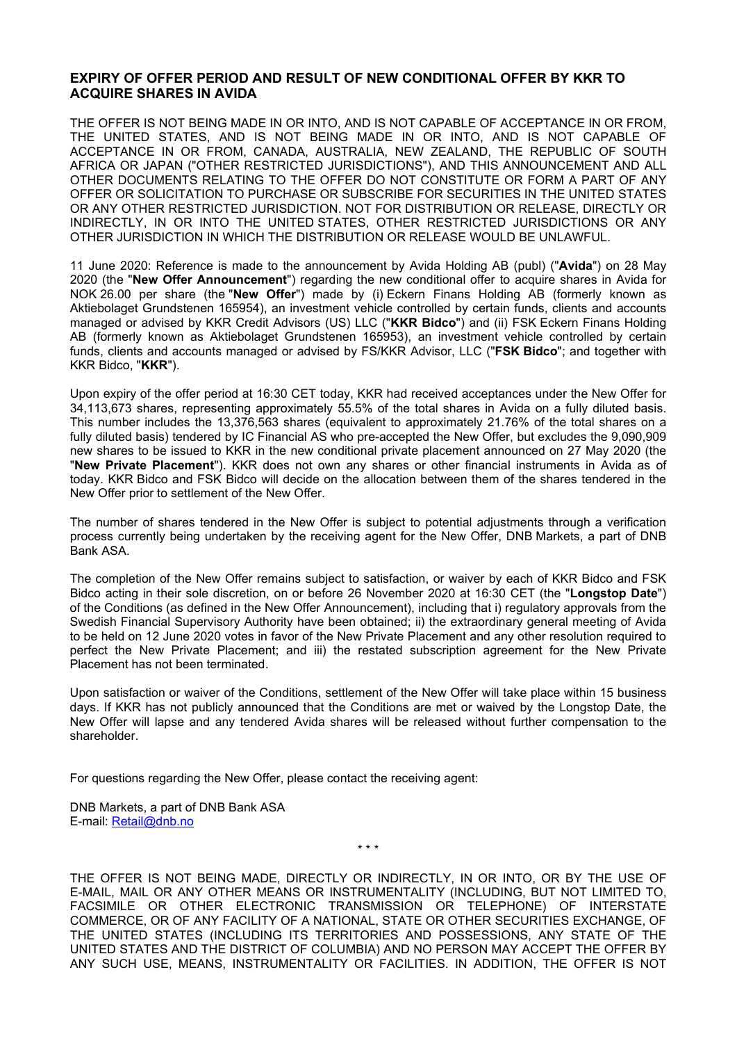## EXPIRY OF OFFER PERIOD AND RESULT OF NEW CONDITIONAL OFFER BY KKR TO ACQUIRE SHARES IN AVIDA

THE OFFER IS NOT BEING MADE IN OR INTO, AND IS NOT CAPABLE OF ACCEPTANCE IN OR FROM, THE UNITED STATES, AND IS NOT BEING MADE IN OR INTO, AND IS NOT CAPABLE OF ACCEPTANCE IN OR FROM, CANADA, AUSTRALIA, NEW ZEALAND, THE REPUBLIC OF SOUTH AFRICA OR JAPAN ("OTHER RESTRICTED JURISDICTIONS"), AND THIS ANNOUNCEMENT AND ALL OTHER DOCUMENTS RELATING TO THE OFFER DO NOT CONSTITUTE OR FORM A PART OF ANY OFFER OR SOLICITATION TO PURCHASE OR SUBSCRIBE FOR SECURITIES IN THE UNITED STATES OR ANY OTHER RESTRICTED JURISDICTION. NOT FOR DISTRIBUTION OR RELEASE, DIRECTLY OR INDIRECTLY, IN OR INTO THE UNITED STATES, OTHER RESTRICTED JURISDICTIONS OR ANY OTHER JURISDICTION IN WHICH THE DISTRIBUTION OR RELEASE WOULD BE UNLAWFUL.

11 June 2020: Reference is made to the announcement by Avida Holding AB (publ) ("**Avida**") on 28 May 2020 (the "**New Offer Announcement**") regarding the new conditional offer to acquire shares in Avida for NOK 26.00 per share (the "**New Offer**") made by (i) Eckern Finans Holding AB (formerly known as Aktiebolaget Grundstenen 165954), an investment vehicle controlled by certain funds, clients and accounts managed or advised by KKR Credit Advisors (US) LLC ("**KKR Bidco**") and (ii) FSK Eckern Finans Holding AB (formerly known as Aktiebolaget Grundstenen 165953), an investment vehicle controlled by certain funds, clients and accounts managed or advised by FS/KKR Advisor, LLC ("**FSK Bidco**"; and together with KKR Bidco, "**KKR**").

Upon expiry of the offer period at 16:30 CET today, KKR had received acceptances under the New Offer for 34,113,673 shares, representing approximately 55.5% of the total shares in Avida on a fully diluted basis. This number includes the 13,376,563 shares (equivalent to approximately 21.76% of the total shares on a fully diluted basis) tendered by IC Financial AS who pre-accepted the New Offer, but excludes the 9,090,909 new shares to be issued to KKR in the new conditional private placement announced on 27 May 2020 (the "**New Private Placement**"). KKR does not own any shares or other financial instruments in Avida as of today. KKR Bidco and FSK Bidco will decide on the allocation between them of the shares tendered in the New Offer prior to settlement of the New Offer.

The number of shares tendered in the New Offer is subject to potential adjustments through a verification process currently being undertaken by the receiving agent for the New Offer, DNB Markets, a part of DNB Bank ASA.

The completion of the New Offer remains subject to satisfaction, or waiver by each of KKR Bidco and FSK Bidco acting in their sole discretion, on or before 26 November 2020 at 16:30 CET (the "**Longstop Date**") of the Conditions (as defined in the New Offer Announcement), including that i) regulatory approvals from the Swedish Financial Supervisory Authority have been obtained; ii) the extraordinary general meeting of Avida to be held on 12 June 2020 votes in favor of the New Private Placement and any other resolution required to perfect the New Private Placement; and iii) the restated subscription agreement for the New Private Placement has not been terminated.

Upon satisfaction or waiver of the Conditions, settlement of the New Offer will take place within 15 business days. If KKR has not publicly announced that the Conditions are met or waived by the Longstop Date, the New Offer will lapse and any tendered Avida shares will be released without further compensation to the shareholder.

For questions regarding the New Offer, please contact the receiving agent:

DNB Markets, a part of DNB Bank ASA
E-mail: Retail@dnb.no

* * *

THE OFFER IS NOT BEING MADE, DIRECTLY OR INDIRECTLY, IN OR INTO, OR BY THE USE OF E-MAIL, MAIL OR ANY OTHER MEANS OR INSTRUMENTALITY (INCLUDING, BUT NOT LIMITED TO, FACSIMILE OR OTHER ELECTRONIC TRANSMISSION OR TELEPHONE) OF INTERSTATE COMMERCE, OR OF ANY FACILITY OF A NATIONAL, STATE OR OTHER SECURITIES EXCHANGE, OF THE UNITED STATES (INCLUDING ITS TERRITORIES AND POSSESSIONS, ANY STATE OF THE UNITED STATES AND THE DISTRICT OF COLUMBIA) AND NO PERSON MAY ACCEPT THE OFFER BY ANY SUCH USE, MEANS, INSTRUMENTALITY OR FACILITIES. IN ADDITION, THE OFFER IS NOT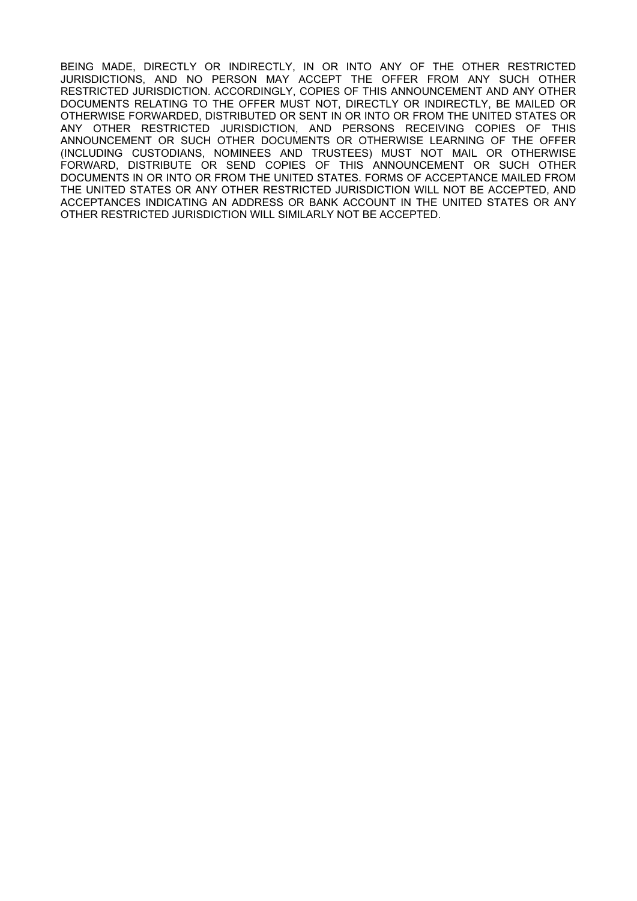BEING MADE, DIRECTLY OR INDIRECTLY, IN OR INTO ANY OF THE OTHER RESTRICTED JURISDICTIONS, AND NO PERSON MAY ACCEPT THE OFFER FROM ANY SUCH OTHER RESTRICTED JURISDICTION. ACCORDINGLY, COPIES OF THIS ANNOUNCEMENT AND ANY OTHER DOCUMENTS RELATING TO THE OFFER MUST NOT, DIRECTLY OR INDIRECTLY, BE MAILED OR OTHERWISE FORWARDED, DISTRIBUTED OR SENT IN OR INTO OR FROM THE UNITED STATES OR ANY OTHER RESTRICTED JURISDICTION, AND PERSONS RECEIVING COPIES OF THIS ANNOUNCEMENT OR SUCH OTHER DOCUMENTS OR OTHERWISE LEARNING OF THE OFFER (INCLUDING CUSTODIANS, NOMINEES AND TRUSTEES) MUST NOT MAIL OR OTHERWISE FORWARD, DISTRIBUTE OR SEND COPIES OF THIS ANNOUNCEMENT OR SUCH OTHER DOCUMENTS IN OR INTO OR FROM THE UNITED STATES. FORMS OF ACCEPTANCE MAILED FROM THE UNITED STATES OR ANY OTHER RESTRICTED JURISDICTION WILL NOT BE ACCEPTED, AND ACCEPTANCES INDICATING AN ADDRESS OR BANK ACCOUNT IN THE UNITED STATES OR ANY OTHER RESTRICTED JURISDICTION WILL SIMILARLY NOT BE ACCEPTED.